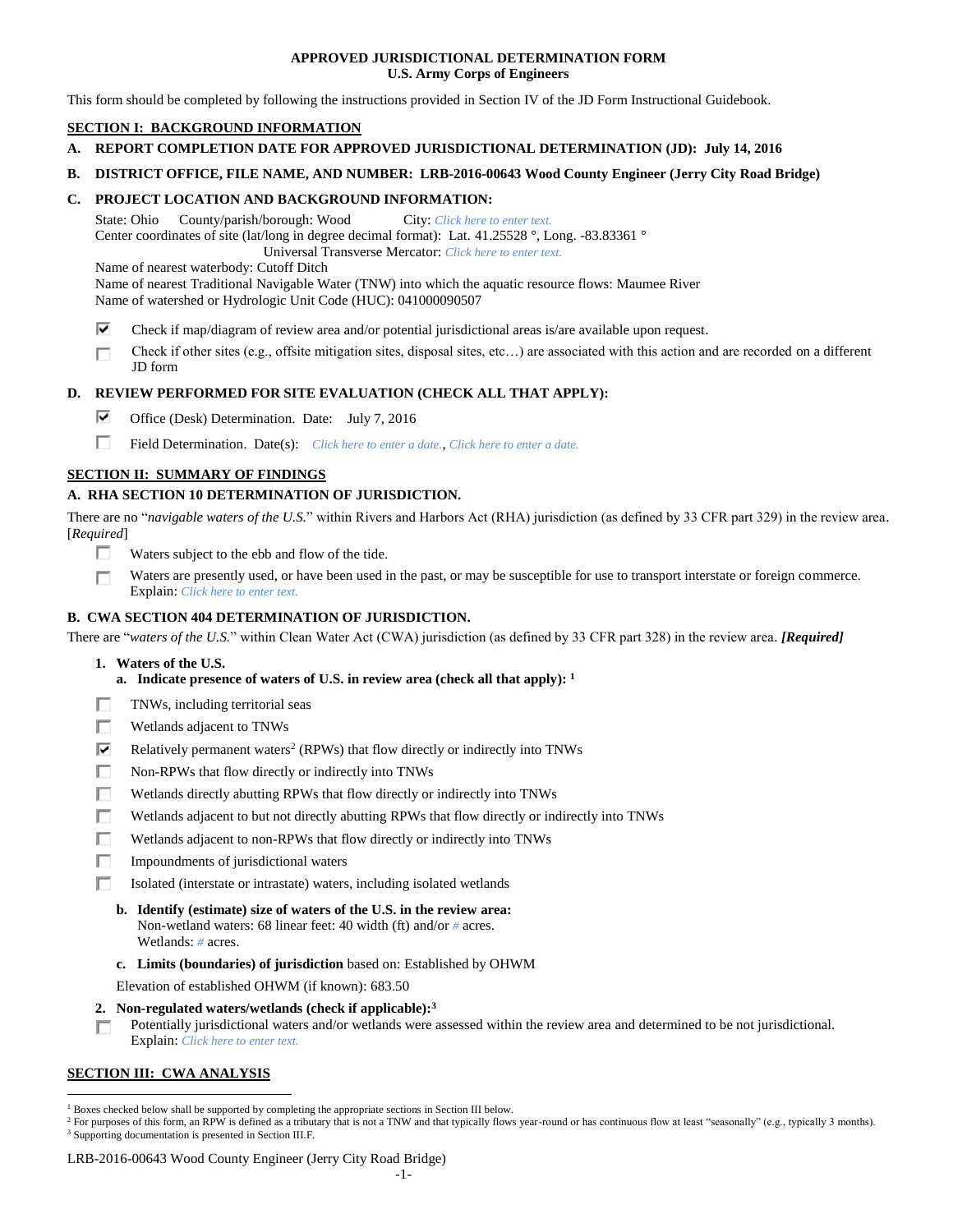# APPROVED JURISDICTIONAL DETERMINATION FORM
## U.S. Army Corps of Engineers

This form should be completed by following the instructions provided in Section IV of the JD Form Instructional Guidebook.

## SECTION I: BACKGROUND INFORMATION

**A. REPORT COMPLETION DATE FOR APPROVED JURISDICTIONAL DETERMINATION (JD): July 14, 2016**

**B. DISTRICT OFFICE, FILE NAME, AND NUMBER: LRB-2016-00643 Wood County Engineer (Jerry City Road Bridge)**

**C. PROJECT LOCATION AND BACKGROUND INFORMATION:**

State: Ohio County/parish/borough: Wood City: *Click here to enter text.*
Center coordinates of site (lat/long in degree decimal format): Lat. 41.25528 °, Long. -83.83361 °
Universal Transverse Mercator: *Click here to enter text.*
Name of nearest waterbody: Cutoff Ditch
Name of nearest Traditional Navigable Water (TNW) into which the aquatic resource flows: Maumee River
Name of watershed or Hydrologic Unit Code (HUC): 041000090507

- [x] Check if map/diagram of review area and/or potential jurisdictional areas is/are available upon request.
- [ ] Check if other sites (e.g., offsite mitigation sites, disposal sites, etc…) are associated with this action and are recorded on a different JD form

**D. REVIEW PERFORMED FOR SITE EVALUATION (CHECK ALL THAT APPLY):**

- [x] Office (Desk) Determination. Date: July 7, 2016
- [ ] Field Determination. Date(s): *Click here to enter a date.*, *Click here to enter a date.*

## SECTION II: SUMMARY OF FINDINGS

**A. RHA SECTION 10 DETERMINATION OF JURISDICTION.**

There are no "*navigable waters of the U.S.*" within Rivers and Harbors Act (RHA) jurisdiction (as defined by 33 CFR part 329) in the review area. [*Required*]

- [ ] Waters subject to the ebb and flow of the tide.
- [ ] Waters are presently used, or have been used in the past, or may be susceptible for use to transport interstate or foreign commerce. Explain: *Click here to enter text.*

**B. CWA SECTION 404 DETERMINATION OF JURISDICTION.**

There are "*waters of the U.S.*" within Clean Water Act (CWA) jurisdiction (as defined by 33 CFR part 328) in the review area. ***[Required]***

**1. Waters of the U.S.**

**a. Indicate presence of waters of U.S. in review area (check all that apply):** [1]

- [ ] TNWs, including territorial seas
- [ ] Wetlands adjacent to TNWs
- [x] Relatively permanent waters[2] (RPWs) that flow directly or indirectly into TNWs
- [ ] Non-RPWs that flow directly or indirectly into TNWs
- [ ] Wetlands directly abutting RPWs that flow directly or indirectly into TNWs
- [ ] Wetlands adjacent to but not directly abutting RPWs that flow directly or indirectly into TNWs
- [ ] Wetlands adjacent to non-RPWs that flow directly or indirectly into TNWs
- [ ] Impoundments of jurisdictional waters
- [ ] Isolated (interstate or intrastate) waters, including isolated wetlands

**b. Identify (estimate) size of waters of the U.S. in the review area:**
Non-wetland waters: 68 linear feet: 40 width (ft) and/or *#* acres.
Wetlands: *#* acres.

**c. Limits (boundaries) of jurisdiction** based on: Established by OHWM

Elevation of established OHWM (if known): 683.50

**2. Non-regulated waters/wetlands (check if applicable):**[3]

- [ ] Potentially jurisdictional waters and/or wetlands were assessed within the review area and determined to be not jurisdictional. Explain: *Click here to enter text.*

## SECTION III: CWA ANALYSIS

[1] Boxes checked below shall be supported by completing the appropriate sections in Section III below.
[2] For purposes of this form, an RPW is defined as a tributary that is not a TNW and that typically flows year-round or has continuous flow at least "seasonally" (e.g., typically 3 months).
[3] Supporting documentation is presented in Section III.F.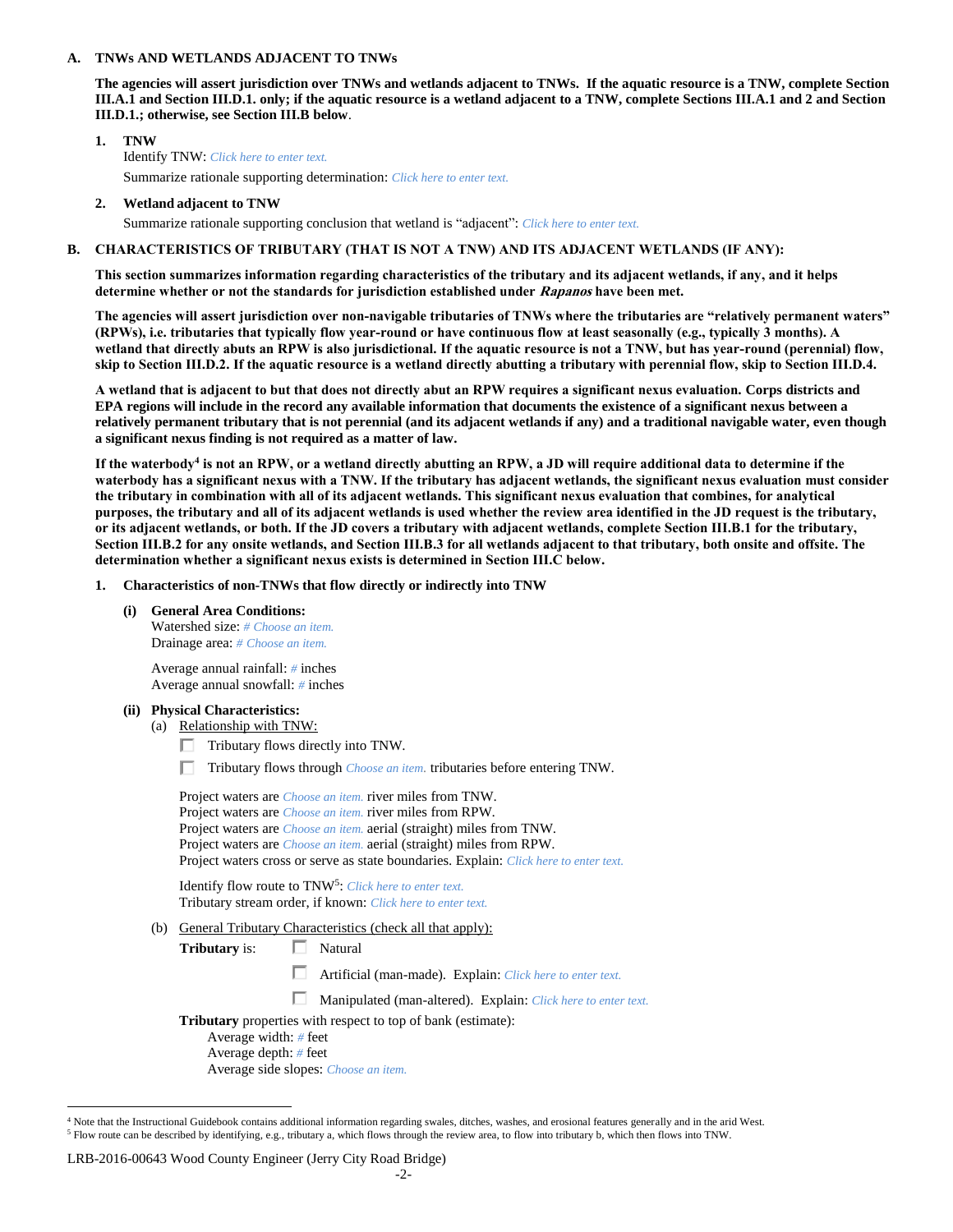## A. TNWs AND WETLANDS ADJACENT TO TNWs

**The agencies will assert jurisdiction over TNWs and wetlands adjacent to TNWs. If the aquatic resource is a TNW, complete Section III.A.1 and Section III.D.1. only; if the aquatic resource is a wetland adjacent to a TNW, complete Sections III.A.1 and 2 and Section III.D.1.; otherwise, see Section III.B below**.

### 1. TNW

Identify TNW: *Click here to enter text.*

Summarize rationale supporting determination: *Click here to enter text.*

### 2. Wetland adjacent to TNW

Summarize rationale supporting conclusion that wetland is "adjacent": *Click here to enter text.*

## B. CHARACTERISTICS OF TRIBUTARY (THAT IS NOT A TNW) AND ITS ADJACENT WETLANDS (IF ANY):

**This section summarizes information regarding characteristics of the tributary and its adjacent wetlands, if any, and it helps determine whether or not the standards for jurisdiction established under *Rapanos* have been met.**

**The agencies will assert jurisdiction over non-navigable tributaries of TNWs where the tributaries are "relatively permanent waters" (RPWs), i.e. tributaries that typically flow year-round or have continuous flow at least seasonally (e.g., typically 3 months). A wetland that directly abuts an RPW is also jurisdictional. If the aquatic resource is not a TNW, but has year-round (perennial) flow, skip to Section III.D.2. If the aquatic resource is a wetland directly abutting a tributary with perennial flow, skip to Section III.D.4.**

**A wetland that is adjacent to but that does not directly abut an RPW requires a significant nexus evaluation. Corps districts and EPA regions will include in the record any available information that documents the existence of a significant nexus between a relatively permanent tributary that is not perennial (and its adjacent wetlands if any) and a traditional navigable water, even though a significant nexus finding is not required as a matter of law.**

**If the waterbody[4] is not an RPW, or a wetland directly abutting an RPW, a JD will require additional data to determine if the waterbody has a significant nexus with a TNW. If the tributary has adjacent wetlands, the significant nexus evaluation must consider the tributary in combination with all of its adjacent wetlands. This significant nexus evaluation that combines, for analytical purposes, the tributary and all of its adjacent wetlands is used whether the review area identified in the JD request is the tributary, or its adjacent wetlands, or both. If the JD covers a tributary with adjacent wetlands, complete Section III.B.1 for the tributary, Section III.B.2 for any onsite wetlands, and Section III.B.3 for all wetlands adjacent to that tributary, both onsite and offsite. The determination whether a significant nexus exists is determined in Section III.C below.**

### 1. Characteristics of non-TNWs that flow directly or indirectly into TNW

**(i) General Area Conditions:**

Watershed size: *# Choose an item.*
Drainage area: *# Choose an item.*

Average annual rainfall: *#* inches
Average annual snowfall: *#* inches

**(ii) Physical Characteristics:**

(a) Relationship with TNW:

- ☐ Tributary flows directly into TNW.
- ☐ Tributary flows through *Choose an item.* tributaries before entering TNW.

Project waters are *Choose an item.* river miles from TNW.
Project waters are *Choose an item.* river miles from RPW.
Project waters are *Choose an item.* aerial (straight) miles from TNW.
Project waters are *Choose an item.* aerial (straight) miles from RPW.
Project waters cross or serve as state boundaries. Explain: *Click here to enter text.*

Identify flow route to TNW[5]: *Click here to enter text.*
Tributary stream order, if known: *Click here to enter text.*

(b) General Tributary Characteristics (check all that apply):

**Tributary** is:
- ☐ Natural
- ☐ Artificial (man-made). Explain: *Click here to enter text.*
- ☐ Manipulated (man-altered). Explain: *Click here to enter text.*

**Tributary** properties with respect to top of bank (estimate):
Average width: *#* feet
Average depth: *#* feet
Average side slopes: *Choose an item.*

---

[4] Note that the Instructional Guidebook contains additional information regarding swales, ditches, washes, and erosional features generally and in the arid West.

[5] Flow route can be described by identifying, e.g., tributary a, which flows through the review area, to flow into tributary b, which then flows into TNW.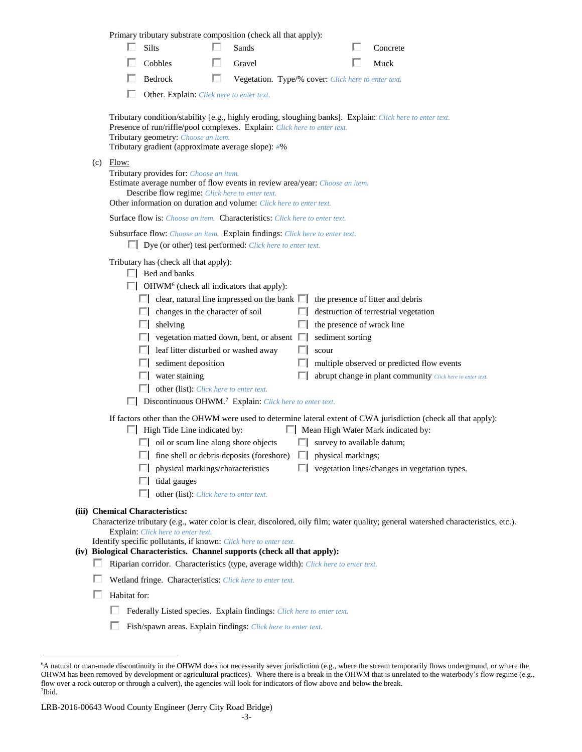Primary tributary substrate composition (check all that apply):

- ☐ Silts
- ☐ Sands
- ☐ Concrete
- ☐ Cobbles
- ☐ Gravel
- ☐ Muck
- ☐ Bedrock
- ☐ Vegetation. Type/% cover: Click here to enter text.
- ☐ Other. Explain: Click here to enter text.

Tributary condition/stability [e.g., highly eroding, sloughing banks]. Explain: Click here to enter text.
Presence of run/riffle/pool complexes. Explain: Click here to enter text.
Tributary geometry: Choose an item.
Tributary gradient (approximate average slope): #%

(c) Flow:

Tributary provides for: Choose an item.
Estimate average number of flow events in review area/year: Choose an item.
Describe flow regime: Click here to enter text.
Other information on duration and volume: Click here to enter text.

Surface flow is: Choose an item. Characteristics: Click here to enter text.

Subsurface flow: Choose an item. Explain findings: Click here to enter text.

- ☐ Dye (or other) test performed: Click here to enter text.

Tributary has (check all that apply):

- ☐ Bed and banks
- ☐ OHWM[6] (check all indicators that apply):
  - ☐ clear, natural line impressed on the bank
  - ☐ the presence of litter and debris
  - ☐ changes in the character of soil
  - ☐ destruction of terrestrial vegetation
  - ☐ shelving
  - ☐ the presence of wrack line
  - ☐ vegetation matted down, bent, or absent
  - ☐ sediment sorting
  - ☐ leaf litter disturbed or washed away
  - ☐ scour
  - ☐ sediment deposition
  - ☐ multiple observed or predicted flow events
  - ☐ water staining
  - ☐ abrupt change in plant community Click here to enter text.
  - ☐ other (list): Click here to enter text.
- ☐ Discontinuous OHWM.[7] Explain: Click here to enter text.

If factors other than the OHWM were used to determine lateral extent of CWA jurisdiction (check all that apply):

- ☐ High Tide Line indicated by:
  - ☐ oil or scum line along shore objects
  - ☐ fine shell or debris deposits (foreshore)
  - ☐ physical markings/characteristics
  - ☐ tidal gauges
  - ☐ other (list): Click here to enter text.
- ☐ Mean High Water Mark indicated by:
  - ☐ survey to available datum;
  - ☐ physical markings;
  - ☐ vegetation lines/changes in vegetation types.

**(iii) Chemical Characteristics:**

Characterize tributary (e.g., water color is clear, discolored, oily film; water quality; general watershed characteristics, etc.).
Explain: Click here to enter text.
Identify specific pollutants, if known: Click here to enter text.

**(iv) Biological Characteristics. Channel supports (check all that apply):**

- ☐ Riparian corridor. Characteristics (type, average width): Click here to enter text.
- ☐ Wetland fringe. Characteristics: Click here to enter text.
- ☐ Habitat for:
  - ☐ Federally Listed species. Explain findings: Click here to enter text.
  - ☐ Fish/spawn areas. Explain findings: Click here to enter text.

---

[6] A natural or man-made discontinuity in the OHWM does not necessarily sever jurisdiction (e.g., where the stream temporarily flows underground, or where the OHWM has been removed by development or agricultural practices). Where there is a break in the OHWM that is unrelated to the waterbody's flow regime (e.g., flow over a rock outcrop or through a culvert), the agencies will look for indicators of flow above and below the break.
[7] Ibid.

LRB-2016-00643 Wood County Engineer (Jerry City Road Bridge)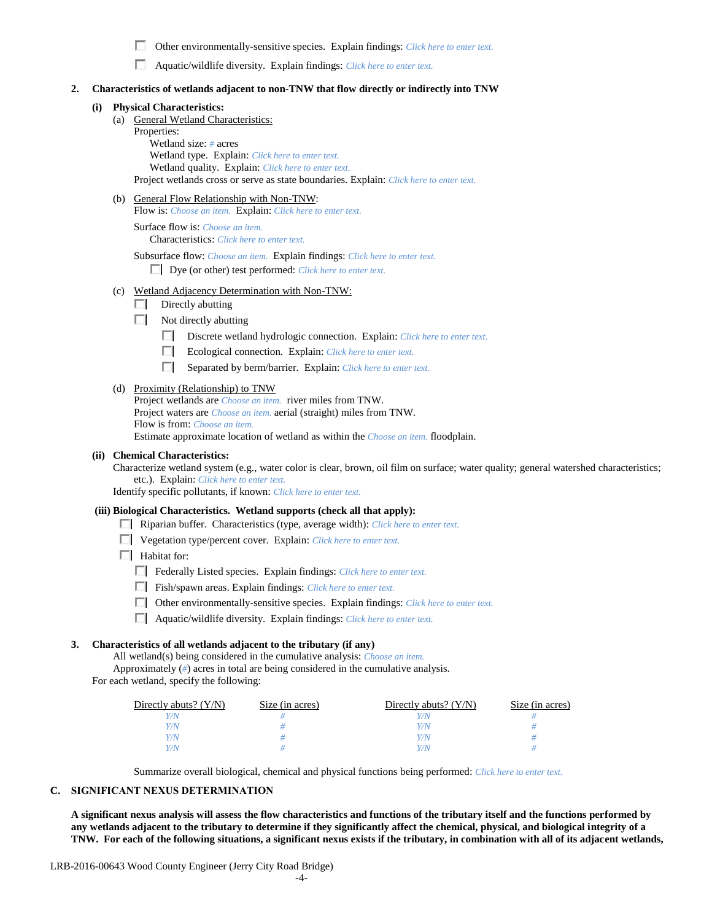☐ Other environmentally-sensitive species. Explain findings: Click here to enter text.

☐ Aquatic/wildlife diversity. Explain findings: Click here to enter text.

**2. Characteristics of wetlands adjacent to non-TNW that flow directly or indirectly into TNW**

**(i) Physical Characteristics:**

(a) General Wetland Characteristics:

Properties:

Wetland size: # acres

Wetland type. Explain: Click here to enter text.

Wetland quality. Explain: Click here to enter text.

Project wetlands cross or serve as state boundaries. Explain: Click here to enter text.

(b) General Flow Relationship with Non-TNW:

Flow is: Choose an item. Explain: Click here to enter text.

Surface flow is: Choose an item.

Characteristics: Click here to enter text.

Subsurface flow: Choose an item. Explain findings: Click here to enter text.

☐ Dye (or other) test performed: Click here to enter text.

(c) Wetland Adjacency Determination with Non-TNW:

☐ Directly abutting

☐ Not directly abutting

☐ Discrete wetland hydrologic connection. Explain: Click here to enter text.

☐ Ecological connection. Explain: Click here to enter text.

☐ Separated by berm/barrier. Explain: Click here to enter text.

(d) Proximity (Relationship) to TNW

Project wetlands are Choose an item. river miles from TNW.

Project waters are Choose an item. aerial (straight) miles from TNW.

Flow is from: Choose an item.

Estimate approximate location of wetland as within the Choose an item. floodplain.

**(ii) Chemical Characteristics:**

Characterize wetland system (e.g., water color is clear, brown, oil film on surface; water quality; general watershed characteristics; etc.). Explain: Click here to enter text.

Identify specific pollutants, if known: Click here to enter text.

**(iii) Biological Characteristics. Wetland supports (check all that apply):**

☐ Riparian buffer. Characteristics (type, average width): Click here to enter text.

☐ Vegetation type/percent cover. Explain: Click here to enter text.

☐ Habitat for:

☐ Federally Listed species. Explain findings: Click here to enter text.

☐ Fish/spawn areas. Explain findings: Click here to enter text.

☐ Other environmentally-sensitive species. Explain findings: Click here to enter text.

☐ Aquatic/wildlife diversity. Explain findings: Click here to enter text.

**3. Characteristics of all wetlands adjacent to the tributary (if any)**

All wetland(s) being considered in the cumulative analysis: Choose an item.

Approximately (#) acres in total are being considered in the cumulative analysis.

For each wetland, specify the following:

| Directly abuts? (Y/N) | Size (in acres) | Directly abuts? (Y/N) | Size (in acres) |
|---|---|---|---|
| Y/N | # | Y/N | # |
| Y/N | # | Y/N | # |
| Y/N | # | Y/N | # |
| Y/N | # | Y/N | # |

Summarize overall biological, chemical and physical functions being performed: Click here to enter text.

## C. SIGNIFICANT NEXUS DETERMINATION

**A significant nexus analysis will assess the flow characteristics and functions of the tributary itself and the functions performed by any wetlands adjacent to the tributary to determine if they significantly affect the chemical, physical, and biological integrity of a TNW. For each of the following situations, a significant nexus exists if the tributary, in combination with all of its adjacent wetlands,**

LRB-2016-00643 Wood County Engineer (Jerry City Road Bridge)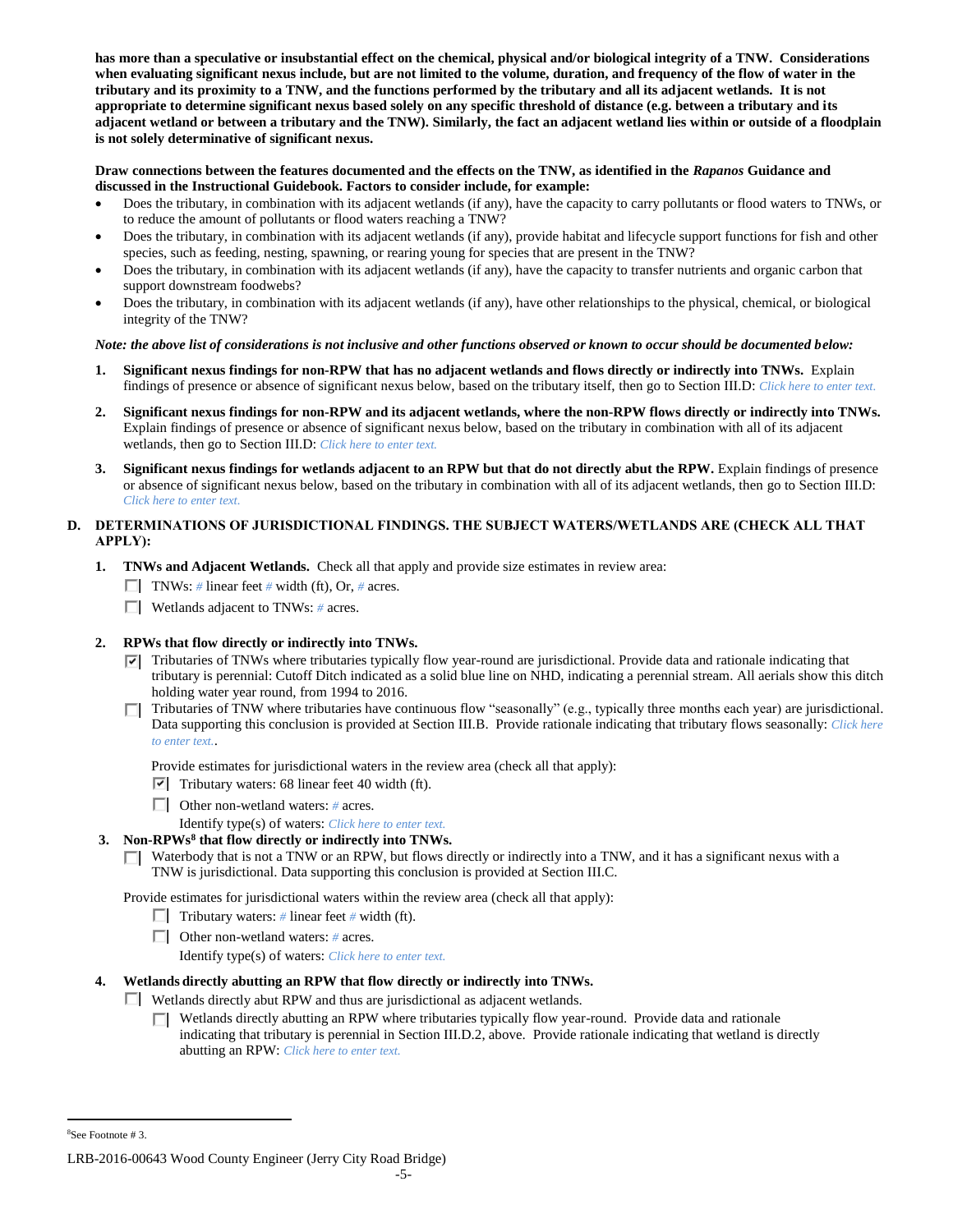**has more than a speculative or insubstantial effect on the chemical, physical and/or biological integrity of a TNW. Considerations when evaluating significant nexus include, but are not limited to the volume, duration, and frequency of the flow of water in the tributary and its proximity to a TNW, and the functions performed by the tributary and all its adjacent wetlands. It is not appropriate to determine significant nexus based solely on any specific threshold of distance (e.g. between a tributary and its adjacent wetland or between a tributary and the TNW). Similarly, the fact an adjacent wetland lies within or outside of a floodplain is not solely determinative of significant nexus.**

**Draw connections between the features documented and the effects on the TNW, as identified in the *Rapanos* Guidance and discussed in the Instructional Guidebook. Factors to consider include, for example:**

- Does the tributary, in combination with its adjacent wetlands (if any), have the capacity to carry pollutants or flood waters to TNWs, or to reduce the amount of pollutants or flood waters reaching a TNW?
- Does the tributary, in combination with its adjacent wetlands (if any), provide habitat and lifecycle support functions for fish and other species, such as feeding, nesting, spawning, or rearing young for species that are present in the TNW?
- Does the tributary, in combination with its adjacent wetlands (if any), have the capacity to transfer nutrients and organic carbon that support downstream foodwebs?
- Does the tributary, in combination with its adjacent wetlands (if any), have other relationships to the physical, chemical, or biological integrity of the TNW?

***Note: the above list of considerations is not inclusive and other functions observed or known to occur should be documented below:***

1. **Significant nexus findings for non-RPW that has no adjacent wetlands and flows directly or indirectly into TNWs.** Explain findings of presence or absence of significant nexus below, based on the tributary itself, then go to Section III.D: *Click here to enter text.*

2. **Significant nexus findings for non-RPW and its adjacent wetlands, where the non-RPW flows directly or indirectly into TNWs.** Explain findings of presence or absence of significant nexus below, based on the tributary in combination with all of its adjacent wetlands, then go to Section III.D: *Click here to enter text.*

3. **Significant nexus findings for wetlands adjacent to an RPW but that do not directly abut the RPW.** Explain findings of presence or absence of significant nexus below, based on the tributary in combination with all of its adjacent wetlands, then go to Section III.D: *Click here to enter text.*

## D. DETERMINATIONS OF JURISDICTIONAL FINDINGS. THE SUBJECT WATERS/WETLANDS ARE (CHECK ALL THAT APPLY):

1. **TNWs and Adjacent Wetlands.** Check all that apply and provide size estimates in review area:
   - ☐ TNWs: # linear feet # width (ft), Or, # acres.
   - ☐ Wetlands adjacent to TNWs: # acres.

2. **RPWs that flow directly or indirectly into TNWs.**
   - ☑ Tributaries of TNWs where tributaries typically flow year-round are jurisdictional. Provide data and rationale indicating that tributary is perennial: Cutoff Ditch indicated as a solid blue line on NHD, indicating a perennial stream. All aerials show this ditch holding water year round, from 1994 to 2016.
   - ☐ Tributaries of TNW where tributaries have continuous flow "seasonally" (e.g., typically three months each year) are jurisdictional. Data supporting this conclusion is provided at Section III.B. Provide rationale indicating that tributary flows seasonally: *Click here to enter text.*.

   Provide estimates for jurisdictional waters in the review area (check all that apply):
   - ☑ Tributary waters: 68 linear feet 40 width (ft).
   - ☐ Other non-wetland waters: # acres.
     Identify type(s) of waters: *Click here to enter text.*

3. **Non-RPWs[8] that flow directly or indirectly into TNWs.**
   - ☐ Waterbody that is not a TNW or an RPW, but flows directly or indirectly into a TNW, and it has a significant nexus with a TNW is jurisdictional. Data supporting this conclusion is provided at Section III.C.

   Provide estimates for jurisdictional waters within the review area (check all that apply):
   - ☐ Tributary waters: # linear feet # width (ft).
   - ☐ Other non-wetland waters: # acres.
     Identify type(s) of waters: *Click here to enter text.*

4. **Wetlands directly abutting an RPW that flow directly or indirectly into TNWs.**
   - ☐ Wetlands directly abut RPW and thus are jurisdictional as adjacent wetlands.
     - ☐ Wetlands directly abutting an RPW where tributaries typically flow year-round. Provide data and rationale indicating that tributary is perennial in Section III.D.2, above. Provide rationale indicating that wetland is directly abutting an RPW: *Click here to enter text.*

---

[8]See Footnote # 3.

LRB-2016-00643 Wood County Engineer (Jerry City Road Bridge)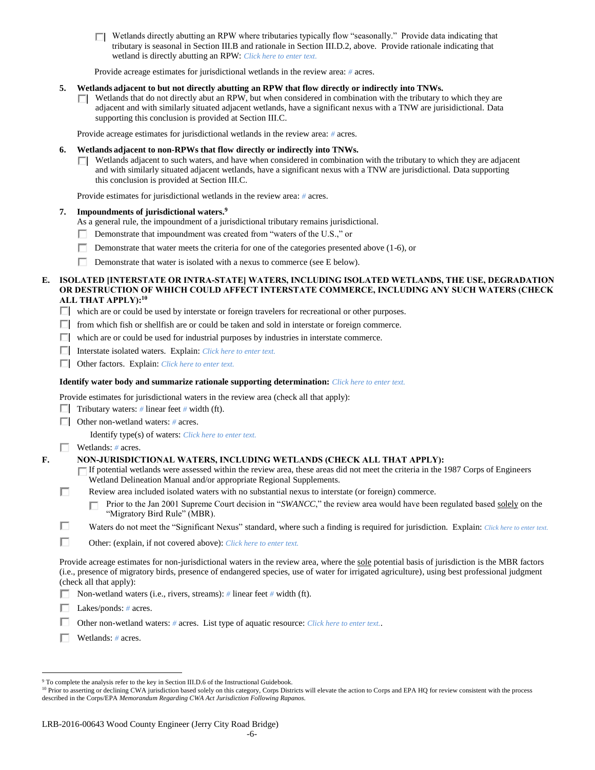☐ Wetlands directly abutting an RPW where tributaries typically flow "seasonally." Provide data indicating that tributary is seasonal in Section III.B and rationale in Section III.D.2, above. Provide rationale indicating that wetland is directly abutting an RPW: *Click here to enter text.*

Provide acreage estimates for jurisdictional wetlands in the review area: # acres.

**5. Wetlands adjacent to but not directly abutting an RPW that flow directly or indirectly into TNWs.**

☐ Wetlands that do not directly abut an RPW, but when considered in combination with the tributary to which they are adjacent and with similarly situated adjacent wetlands, have a significant nexus with a TNW are jurisidictional. Data supporting this conclusion is provided at Section III.C.

Provide acreage estimates for jurisdictional wetlands in the review area: # acres.

**6. Wetlands adjacent to non-RPWs that flow directly or indirectly into TNWs.**

☐ Wetlands adjacent to such waters, and have when considered in combination with the tributary to which they are adjacent and with similarly situated adjacent wetlands, have a significant nexus with a TNW are jurisdictional. Data supporting this conclusion is provided at Section III.C.

Provide estimates for jurisdictional wetlands in the review area: # acres.

**7. Impoundments of jurisdictional waters.**[9]

As a general rule, the impoundment of a jurisdictional tributary remains jurisdictional.

☐ Demonstrate that impoundment was created from "waters of the U.S.," or

☐ Demonstrate that water meets the criteria for one of the categories presented above (1-6), or

☐ Demonstrate that water is isolated with a nexus to commerce (see E below).

**E. ISOLATED [INTERSTATE OR INTRA-STATE] WATERS, INCLUDING ISOLATED WETLANDS, THE USE, DEGRADATION OR DESTRUCTION OF WHICH COULD AFFECT INTERSTATE COMMERCE, INCLUDING ANY SUCH WATERS (CHECK ALL THAT APPLY):**[10]

☐ which are or could be used by interstate or foreign travelers for recreational or other purposes.

☐ from which fish or shellfish are or could be taken and sold in interstate or foreign commerce.

☐ which are or could be used for industrial purposes by industries in interstate commerce.

☐ Interstate isolated waters. Explain: *Click here to enter text.*

☐ Other factors. Explain: *Click here to enter text.*

**Identify water body and summarize rationale supporting determination:** *Click here to enter text.*

Provide estimates for jurisdictional waters in the review area (check all that apply):

☐ Tributary waters: # linear feet # width (ft).

☐ Other non-wetland waters: # acres.

Identify type(s) of waters: *Click here to enter text.*

☐ Wetlands: # acres.

**F. NON-JURISDICTIONAL WATERS, INCLUDING WETLANDS (CHECK ALL THAT APPLY):**

☐ If potential wetlands were assessed within the review area, these areas did not meet the criteria in the 1987 Corps of Engineers Wetland Delineation Manual and/or appropriate Regional Supplements.

☐ Review area included isolated waters with no substantial nexus to interstate (or foreign) commerce.

☐ Prior to the Jan 2001 Supreme Court decision in "*SWANCC*," the review area would have been regulated based solely on the "Migratory Bird Rule" (MBR).

☐ Waters do not meet the "Significant Nexus" standard, where such a finding is required for jurisdiction. Explain: *Click here to enter text.*

☐ Other: (explain, if not covered above): *Click here to enter text.*

Provide acreage estimates for non-jurisdictional waters in the review area, where the sole potential basis of jurisdiction is the MBR factors (i.e., presence of migratory birds, presence of endangered species, use of water for irrigated agriculture), using best professional judgment (check all that apply):

☐ Non-wetland waters (i.e., rivers, streams): # linear feet # width (ft).

☐ Lakes/ponds: # acres.

☐ Other non-wetland waters: # acres. List type of aquatic resource: *Click here to enter text.*.

☐ Wetlands: # acres.

---

[9] To complete the analysis refer to the key in Section III.D.6 of the Instructional Guidebook.

[10] Prior to asserting or declining CWA jurisdiction based solely on this category, Corps Districts will elevate the action to Corps and EPA HQ for review consistent with the process described in the Corps/EPA *Memorandum Regarding CWA Act Jurisdiction Following Rapanos.*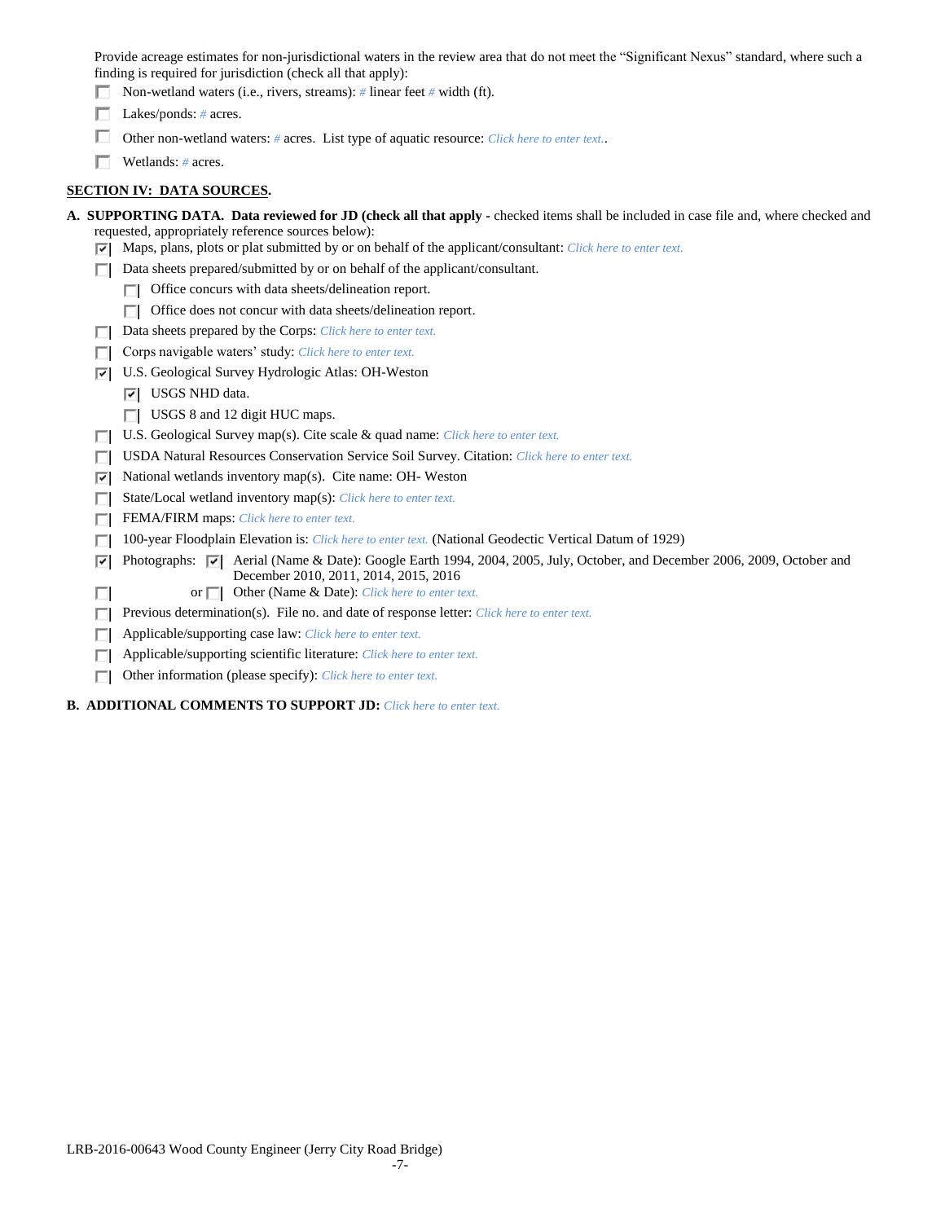Provide acreage estimates for non-jurisdictional waters in the review area that do not meet the "Significant Nexus" standard, where such a finding is required for jurisdiction (check all that apply):

- [ ] Non-wetland waters (i.e., rivers, streams): # linear feet # width (ft).
- [ ] Lakes/ponds: # acres.
- [ ] Other non-wetland waters: # acres. List type of aquatic resource: Click here to enter text..
- [ ] Wetlands: # acres.

## SECTION IV: DATA SOURCES.

**A. SUPPORTING DATA. Data reviewed for JD (check all that apply** - checked items shall be included in case file and, where checked and requested, appropriately reference sources below):

- [x] Maps, plans, plots or plat submitted by or on behalf of the applicant/consultant: Click here to enter text.
- [ ] Data sheets prepared/submitted by or on behalf of the applicant/consultant.
  - [ ] Office concurs with data sheets/delineation report.
  - [ ] Office does not concur with data sheets/delineation report.
- [ ] Data sheets prepared by the Corps: Click here to enter text.
- [ ] Corps navigable waters' study: Click here to enter text.
- [x] U.S. Geological Survey Hydrologic Atlas: OH-Weston
  - [x] USGS NHD data.
  - [ ] USGS 8 and 12 digit HUC maps.
- [ ] U.S. Geological Survey map(s). Cite scale & quad name: Click here to enter text.
- [ ] USDA Natural Resources Conservation Service Soil Survey. Citation: Click here to enter text.
- [x] National wetlands inventory map(s). Cite name: OH- Weston
- [ ] State/Local wetland inventory map(s): Click here to enter text.
- [ ] FEMA/FIRM maps: Click here to enter text.
- [ ] 100-year Floodplain Elevation is: Click here to enter text. (National Geodectic Vertical Datum of 1929)
- [x] Photographs: [x] Aerial (Name & Date): Google Earth 1994, 2004, 2005, July, October, and December 2006, 2009, October and December 2010, 2011, 2014, 2015, 2016
- [ ] or [ ] Other (Name & Date): Click here to enter text.
- [ ] Previous determination(s). File no. and date of response letter: Click here to enter text.
- [ ] Applicable/supporting case law: Click here to enter text.
- [ ] Applicable/supporting scientific literature: Click here to enter text.
- [ ] Other information (please specify): Click here to enter text.

**B. ADDITIONAL COMMENTS TO SUPPORT JD:** Click here to enter text.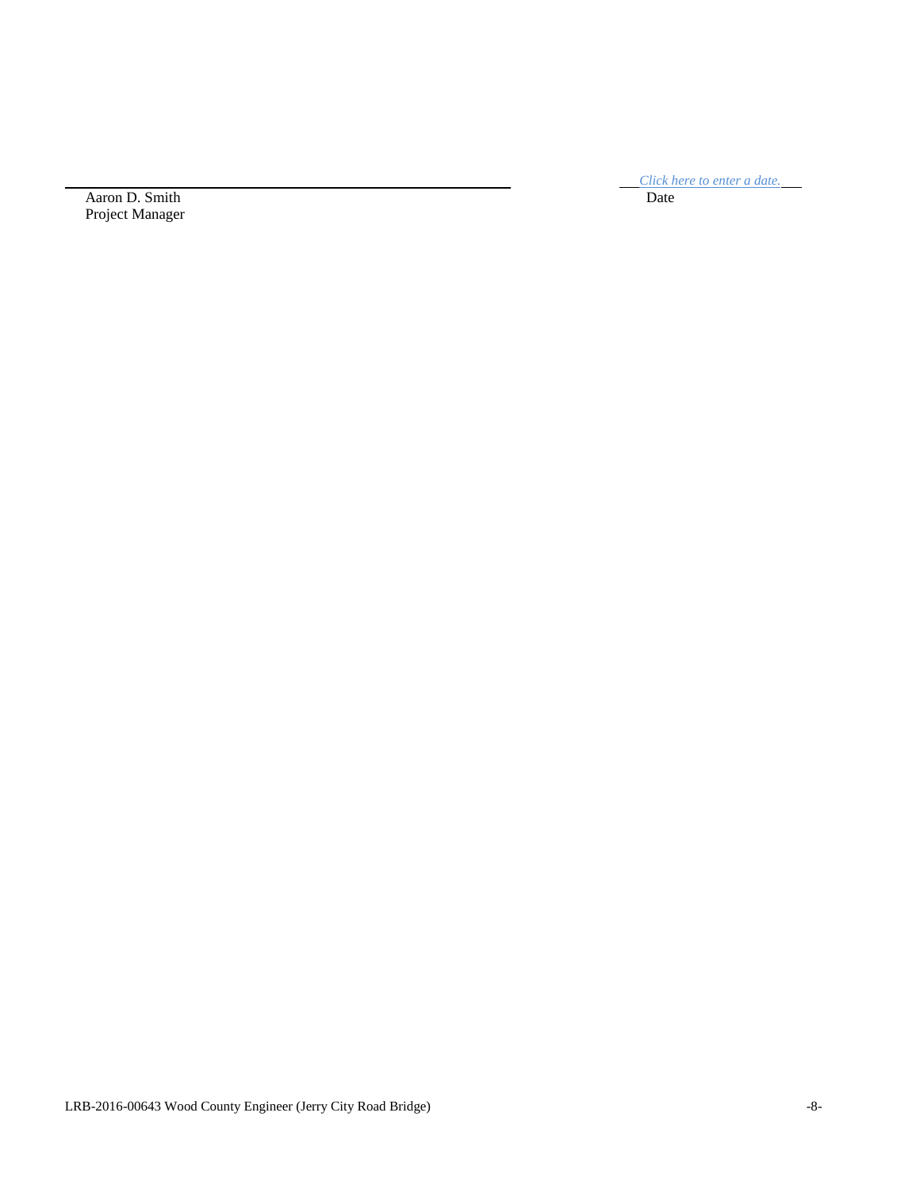\_\_\_\_\_\_\_\_\_\_\_\_\_\_\_\_\_\_\_\_\_\_\_\_\_\_\_\_\_\_\_\_\_\_\_\_\_\_\_\_\_\_\_\_ *Click here to enter a date.*

Aaron D. Smith
Project Manager

Date